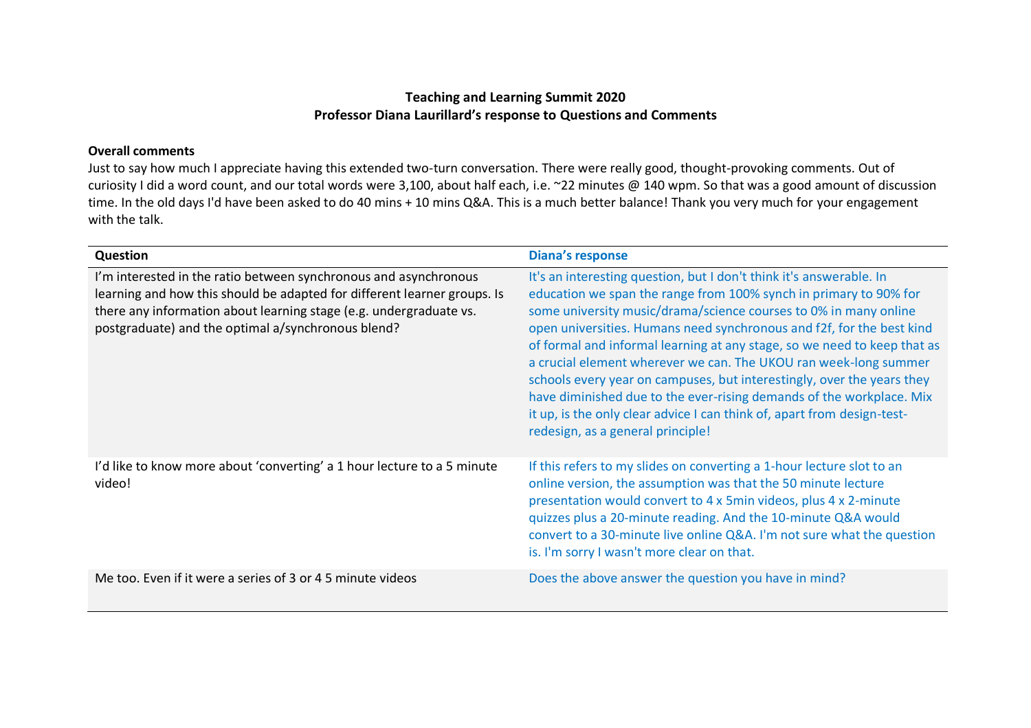**Teaching and Learning Summit 2020**
**Professor Diana Laurillard's response to Questions and Comments**

**Overall comments**

Just to say how much I appreciate having this extended two-turn conversation. There were really good, thought-provoking comments. Out of curiosity I did a word count, and our total words were 3,100, about half each, i.e. ~22 minutes @ 140 wpm. So that was a good amount of discussion time. In the old days I'd have been asked to do 40 mins + 10 mins Q&A. This is a much better balance! Thank you very much for your engagement with the talk.

| Question | Diana's response |
|---|---|
| I'm interested in the ratio between synchronous and asynchronous learning and how this should be adapted for different learner groups. Is there any information about learning stage (e.g. undergraduate vs. postgraduate) and the optimal a/synchronous blend? | It's an interesting question, but I don't think it's answerable. In education we span the range from 100% synch in primary to 90% for some university music/drama/science courses to 0% in many online open universities. Humans need synchronous and f2f, for the best kind of formal and informal learning at any stage, so we need to keep that as a crucial element wherever we can. The UKOU ran week-long summer schools every year on campuses, but interestingly, over the years they have diminished due to the ever-rising demands of the workplace. Mix it up, is the only clear advice I can think of, apart from design-test-redesign, as a general principle! |
| I'd like to know more about 'converting' a 1 hour lecture to a 5 minute video! | If this refers to my slides on converting a 1-hour lecture slot to an online version, the assumption was that the 50 minute lecture presentation would convert to 4 x 5min videos, plus 4 x 2-minute quizzes plus a 20-minute reading. And the 10-minute Q&A would convert to a 30-minute live online Q&A. I'm not sure what the question is. I'm sorry I wasn't more clear on that. |
| Me too. Even if it were a series of 3 or 4 5 minute videos | Does the above answer the question you have in mind? |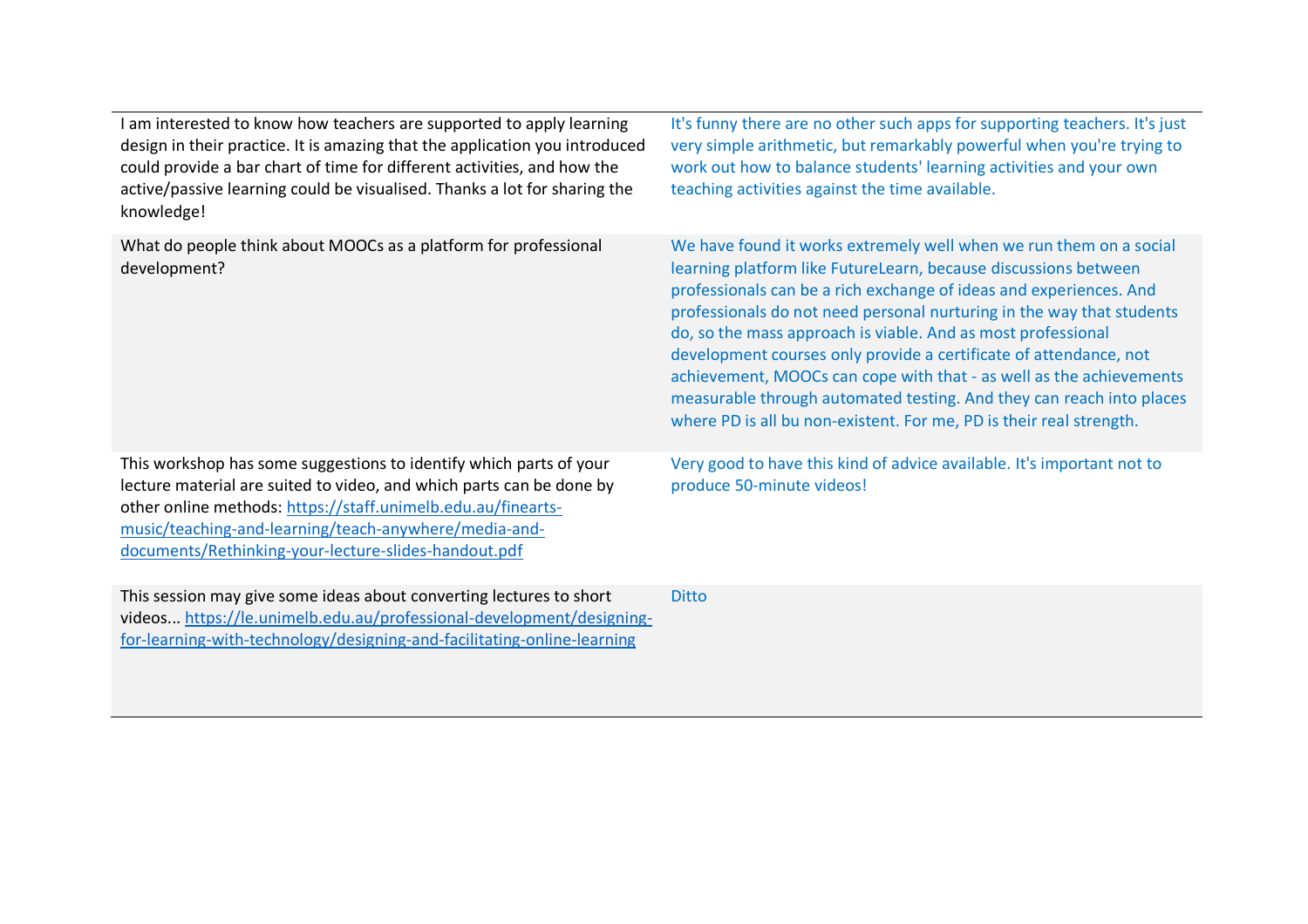| | |
|---|---|
| I am interested to know how teachers are supported to apply learning design in their practice. It is amazing that the application you introduced could provide a bar chart of time for different activities, and how the active/passive learning could be visualised. Thanks a lot for sharing the knowledge! | It's funny there are no other such apps for supporting teachers. It's just very simple arithmetic, but remarkably powerful when you're trying to work out how to balance students' learning activities and your own teaching activities against the time available. |
| What do people think about MOOCs as a platform for professional development? | We have found it works extremely well when we run them on a social learning platform like FutureLearn, because discussions between professionals can be a rich exchange of ideas and experiences. And professionals do not need personal nurturing in the way that students do, so the mass approach is viable. And as most professional development courses only provide a certificate of attendance, not achievement, MOOCs can cope with that - as well as the achievements measurable through automated testing. And they can reach into places where PD is all bu non-existent. For me, PD is their real strength. |
| This workshop has some suggestions to identify which parts of your lecture material are suited to video, and which parts can be done by other online methods: [https://staff.unimelb.edu.au/finearts-music/teaching-and-learning/teach-anywhere/media-and-documents/Rethinking-your-lecture-slides-handout.pdf](https://staff.unimelb.edu.au/finearts-music/teaching-and-learning/teach-anywhere/media-and-documents/Rethinking-your-lecture-slides-handout.pdf) | Very good to have this kind of advice available. It's important not to produce 50-minute videos! |
| This session may give some ideas about converting lectures to short videos... [https://le.unimelb.edu.au/professional-development/designing-for-learning-with-technology/designing-and-facilitating-online-learning](https://le.unimelb.edu.au/professional-development/designing-for-learning-with-technology/designing-and-facilitating-online-learning) | Ditto |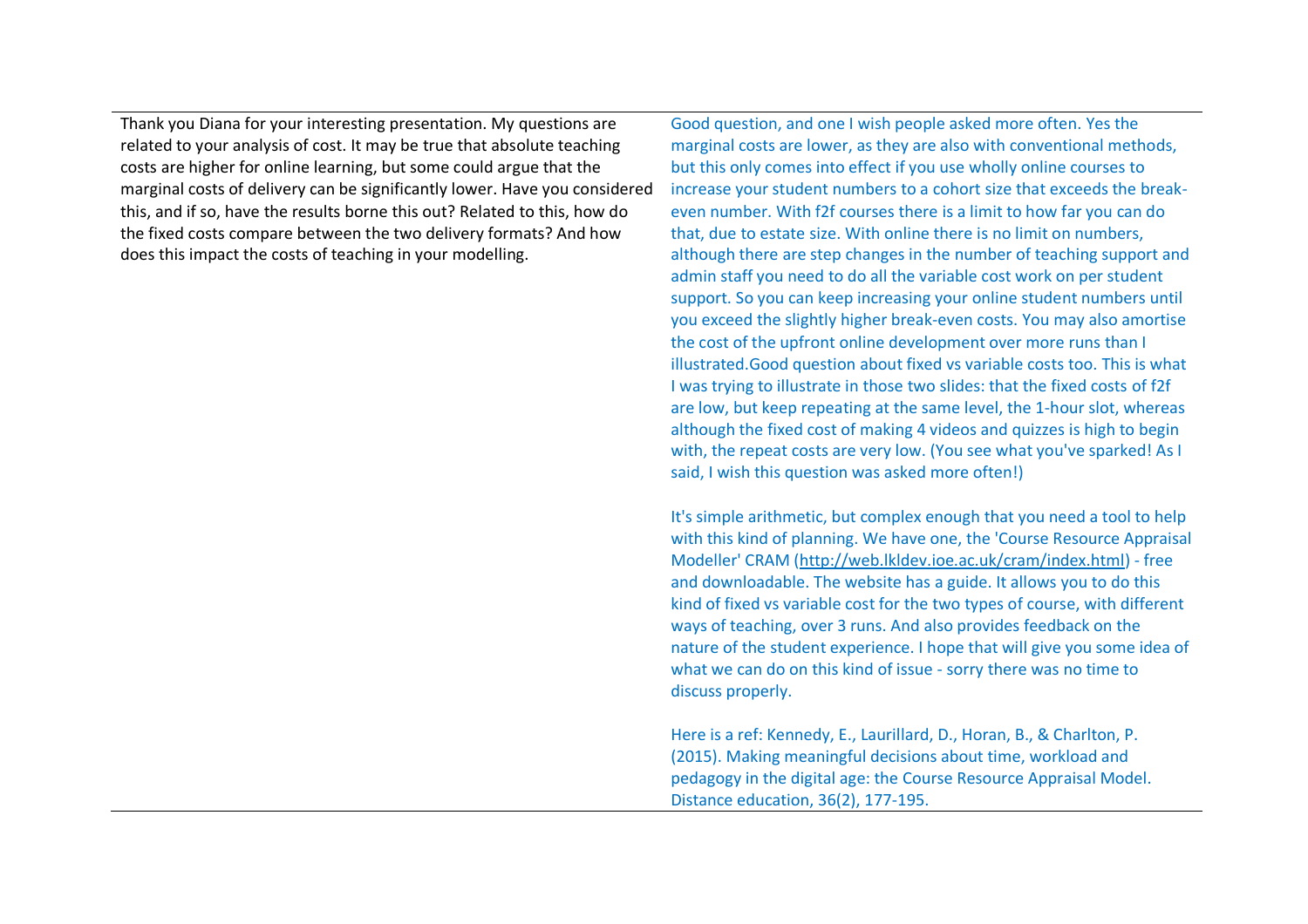| | |
|---|---|
| Thank you Diana for your interesting presentation. My questions are related to your analysis of cost. It may be true that absolute teaching costs are higher for online learning, but some could argue that the marginal costs of delivery can be significantly lower. Have you considered this, and if so, have the results borne this out? Related to this, how do the fixed costs compare between the two delivery formats? And how does this impact the costs of teaching in your modelling. | Good question, and one I wish people asked more often. Yes the marginal costs are lower, as they are also with conventional methods, but this only comes into effect if you use wholly online courses to increase your student numbers to a cohort size that exceeds the break-even number. With f2f courses there is a limit to how far you can do that, due to estate size. With online there is no limit on numbers, although there are step changes in the number of teaching support and admin staff you need to do all the variable cost work on per student support. So you can keep increasing your online student numbers until you exceed the slightly higher break-even costs. You may also amortise the cost of the upfront online development over more runs than I illustrated.Good question about fixed vs variable costs too. This is what I was trying to illustrate in those two slides: that the fixed costs of f2f are low, but keep repeating at the same level, the 1-hour slot, whereas although the fixed cost of making 4 videos and quizzes is high to begin with, the repeat costs are very low. (You see what you've sparked! As I said, I wish this question was asked more often!)<br><br>It's simple arithmetic, but complex enough that you need a tool to help with this kind of planning. We have one, the 'Course Resource Appraisal Modeller' CRAM (http://web.lkldev.ioe.ac.uk/cram/index.html) - free and downloadable. The website has a guide. It allows you to do this kind of fixed vs variable cost for the two types of course, with different ways of teaching, over 3 runs. And also provides feedback on the nature of the student experience. I hope that will give you some idea of what we can do on this kind of issue - sorry there was no time to discuss properly.<br><br>Here is a ref: Kennedy, E., Laurillard, D., Horan, B., & Charlton, P. (2015). Making meaningful decisions about time, workload and pedagogy in the digital age: the Course Resource Appraisal Model. Distance education, 36(2), 177-195. |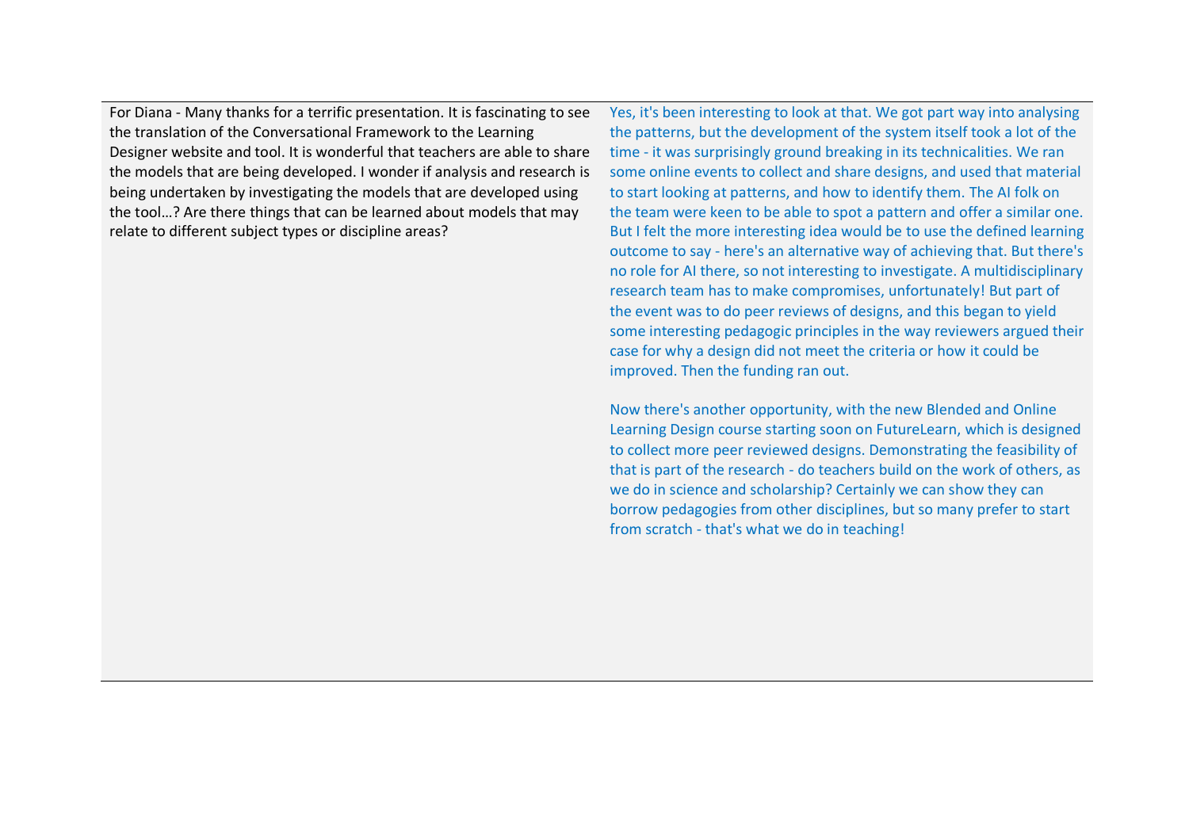| | |
|---|---|
| For Diana - Many thanks for a terrific presentation. It is fascinating to see the translation of the Conversational Framework to the Learning Designer website and tool. It is wonderful that teachers are able to share the models that are being developed. I wonder if analysis and research is being undertaken by investigating the models that are developed using the tool...? Are there things that can be learned about models that may relate to different subject types or discipline areas? | Yes, it's been interesting to look at that. We got part way into analysing the patterns, but the development of the system itself took a lot of the time - it was surprisingly ground breaking in its technicalities. We ran some online events to collect and share designs, and used that material to start looking at patterns, and how to identify them. The AI folk on the team were keen to be able to spot a pattern and offer a similar one. But I felt the more interesting idea would be to use the defined learning outcome to say - here's an alternative way of achieving that. But there's no role for AI there, so not interesting to investigate. A multidisciplinary research team has to make compromises, unfortunately! But part of the event was to do peer reviews of designs, and this began to yield some interesting pedagogic principles in the way reviewers argued their case for why a design did not meet the criteria or how it could be improved. Then the funding ran out.<br><br>Now there's another opportunity, with the new Blended and Online Learning Design course starting soon on FutureLearn, which is designed to collect more peer reviewed designs. Demonstrating the feasibility of that is part of the research - do teachers build on the work of others, as we do in science and scholarship? Certainly we can show they can borrow pedagogies from other disciplines, but so many prefer to start from scratch - that's what we do in teaching! |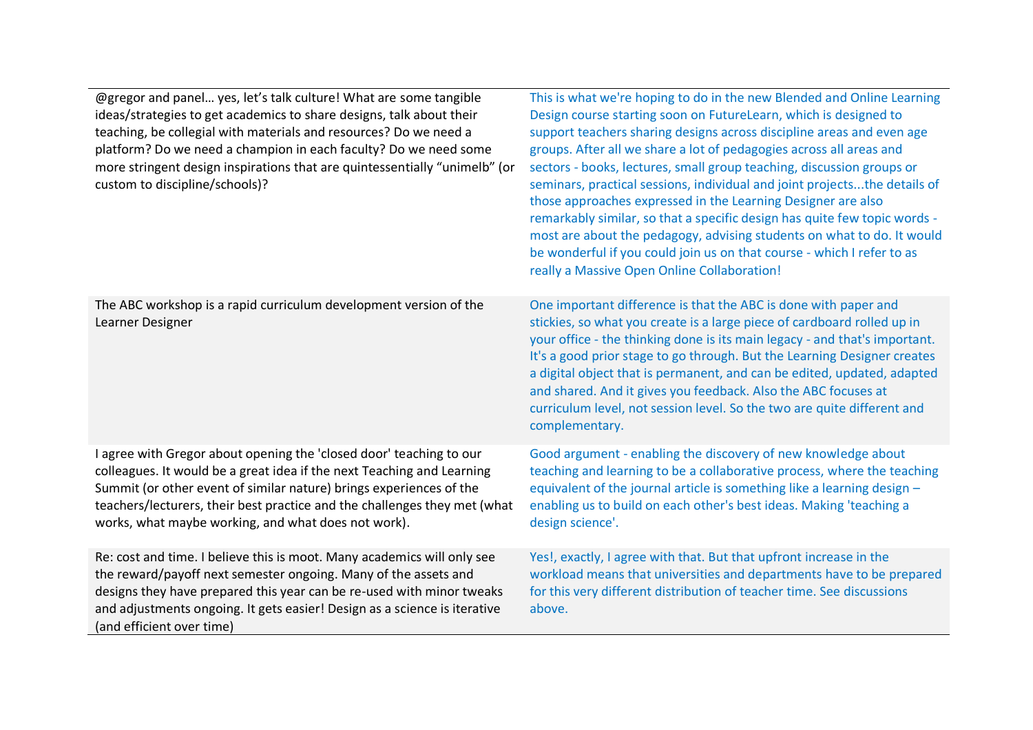| | |
|---|---|
| @gregor and panel… yes, let's talk culture! What are some tangible ideas/strategies to get academics to share designs, talk about their teaching, be collegial with materials and resources? Do we need a platform? Do we need a champion in each faculty? Do we need some more stringent design inspirations that are quintessentially "unimelb" (or custom to discipline/schools)? | This is what we're hoping to do in the new Blended and Online Learning Design course starting soon on FutureLearn, which is designed to support teachers sharing designs across discipline areas and even age groups. After all we share a lot of pedagogies across all areas and sectors - books, lectures, small group teaching, discussion groups or seminars, practical sessions, individual and joint projects...the details of those approaches expressed in the Learning Designer are also remarkably similar, so that a specific design has quite few topic words - most are about the pedagogy, advising students on what to do. It would be wonderful if you could join us on that course - which I refer to as really a Massive Open Online Collaboration! |
| The ABC workshop is a rapid curriculum development version of the Learner Designer | One important difference is that the ABC is done with paper and stickies, so what you create is a large piece of cardboard rolled up in your office - the thinking done is its main legacy - and that's important. It's a good prior stage to go through. But the Learning Designer creates a digital object that is permanent, and can be edited, updated, adapted and shared. And it gives you feedback. Also the ABC focuses at curriculum level, not session level. So the two are quite different and complementary. |
| I agree with Gregor about opening the 'closed door' teaching to our colleagues. It would be a great idea if the next Teaching and Learning Summit (or other event of similar nature) brings experiences of the teachers/lecturers, their best practice and the challenges they met (what works, what maybe working, and what does not work). | Good argument - enabling the discovery of new knowledge about teaching and learning to be a collaborative process, where the teaching equivalent of the journal article is something like a learning design – enabling us to build on each other's best ideas. Making 'teaching a design science'. |
| Re: cost and time. I believe this is moot. Many academics will only see the reward/payoff next semester ongoing. Many of the assets and designs they have prepared this year can be re-used with minor tweaks and adjustments ongoing. It gets easier! Design as a science is iterative (and efficient over time) | Yes!, exactly, I agree with that. But that upfront increase in the workload means that universities and departments have to be prepared for this very different distribution of teacher time. See discussions above. |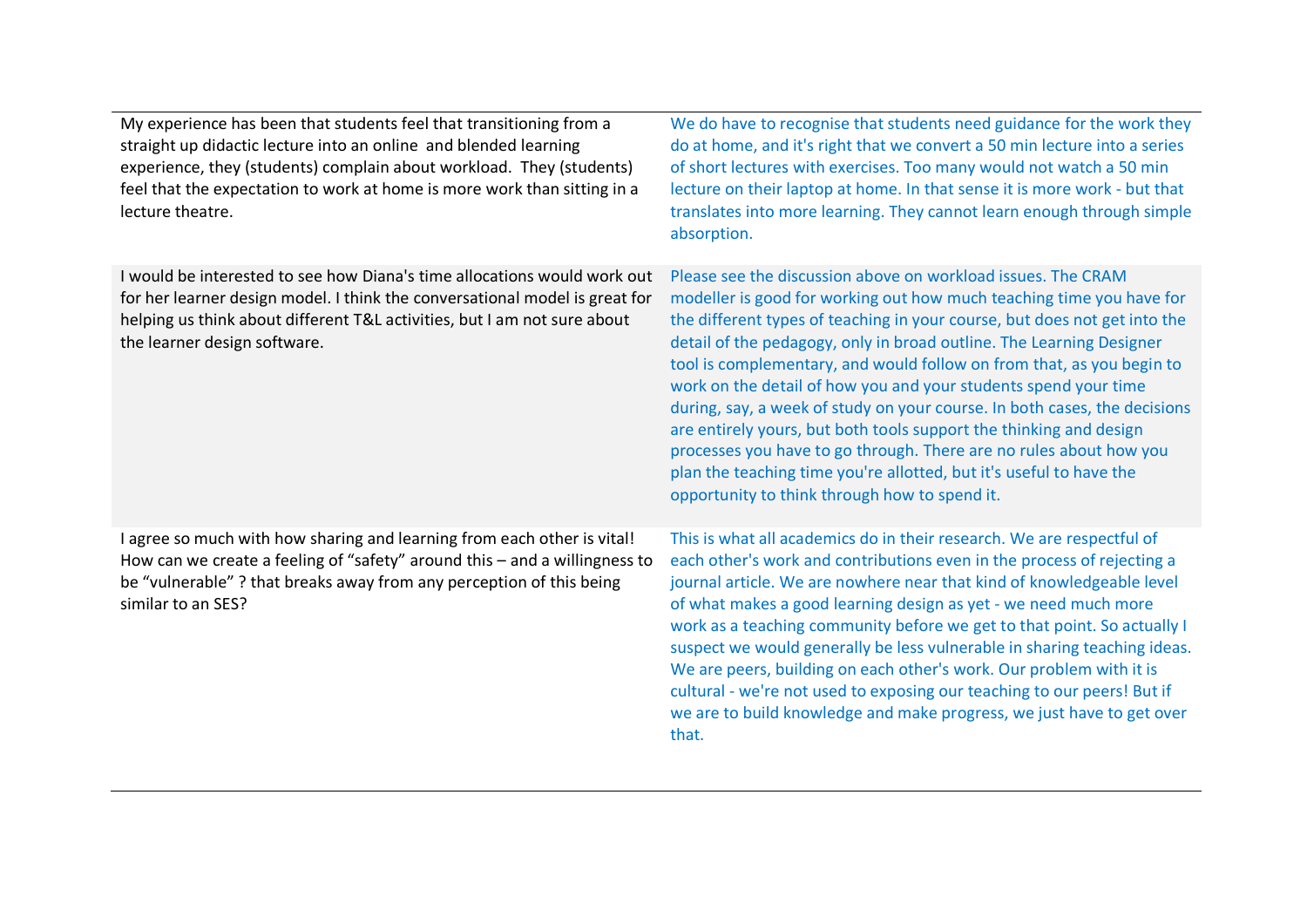| | |
|---|---|
| My experience has been that students feel that transitioning from a straight up didactic lecture into an online and blended learning experience, they (students) complain about workload. They (students) feel that the expectation to work at home is more work than sitting in a lecture theatre. | We do have to recognise that students need guidance for the work they do at home, and it's right that we convert a 50 min lecture into a series of short lectures with exercises. Too many would not watch a 50 min lecture on their laptop at home. In that sense it is more work - but that translates into more learning. They cannot learn enough through simple absorption. |
| I would be interested to see how Diana's time allocations would work out for her learner design model. I think the conversational model is great for helping us think about different T&L activities, but I am not sure about the learner design software. | Please see the discussion above on workload issues. The CRAM modeller is good for working out how much teaching time you have for the different types of teaching in your course, but does not get into the detail of the pedagogy, only in broad outline. The Learning Designer tool is complementary, and would follow on from that, as you begin to work on the detail of how you and your students spend your time during, say, a week of study on your course. In both cases, the decisions are entirely yours, but both tools support the thinking and design processes you have to go through. There are no rules about how you plan the teaching time you're allotted, but it's useful to have the opportunity to think through how to spend it. |
| I agree so much with how sharing and learning from each other is vital! How can we create a feeling of "safety" around this – and a willingness to be "vulnerable" ? that breaks away from any perception of this being similar to an SES? | This is what all academics do in their research. We are respectful of each other's work and contributions even in the process of rejecting a journal article. We are nowhere near that kind of knowledgeable level of what makes a good learning design as yet - we need much more work as a teaching community before we get to that point. So actually I suspect we would generally be less vulnerable in sharing teaching ideas. We are peers, building on each other's work. Our problem with it is cultural - we're not used to exposing our teaching to our peers! But if we are to build knowledge and make progress, we just have to get over that. |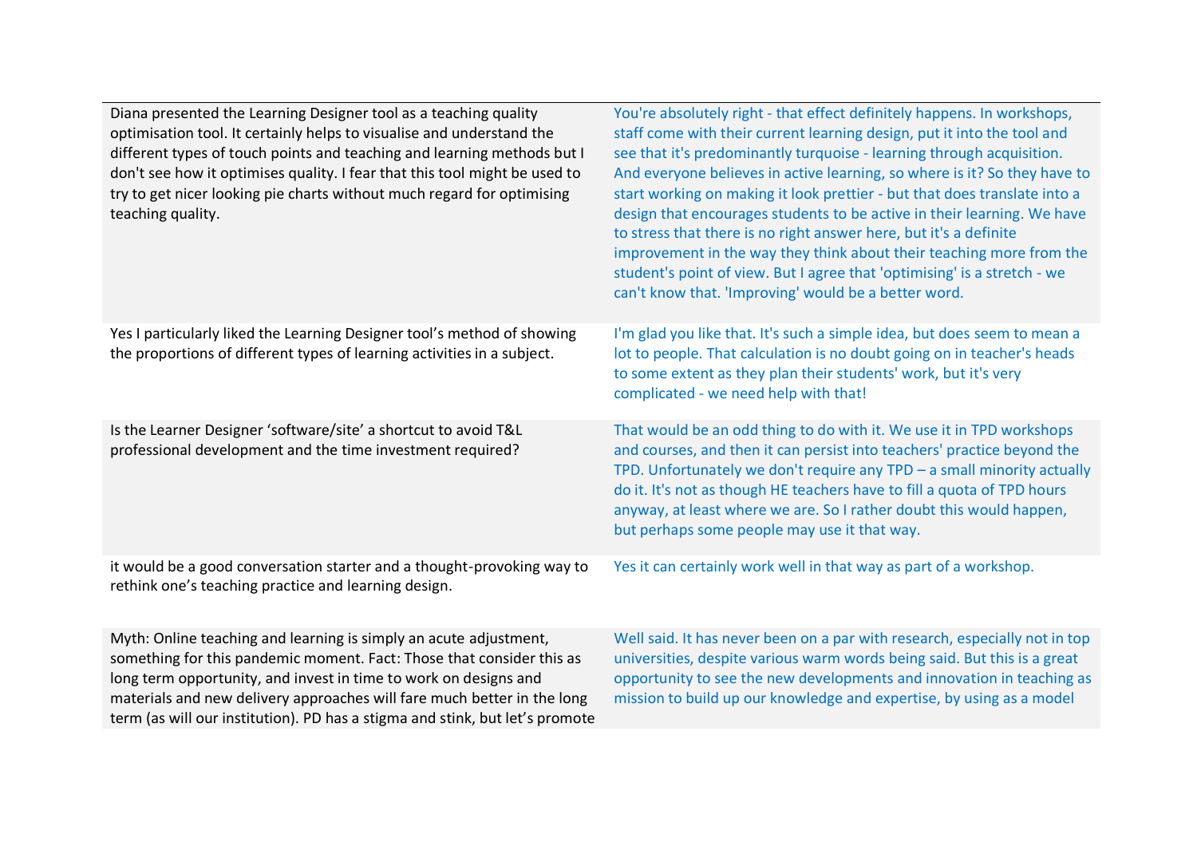| | |
|---|---|
| Diana presented the Learning Designer tool as a teaching quality optimisation tool. It certainly helps to visualise and understand the different types of touch points and teaching and learning methods but I don't see how it optimises quality. I fear that this tool might be used to try to get nicer looking pie charts without much regard for optimising teaching quality. | You're absolutely right - that effect definitely happens. In workshops, staff come with their current learning design, put it into the tool and see that it's predominantly turquoise - learning through acquisition. And everyone believes in active learning, so where is it? So they have to start working on making it look prettier - but that does translate into a design that encourages students to be active in their learning. We have to stress that there is no right answer here, but it's a definite improvement in the way they think about their teaching more from the student's point of view. But I agree that 'optimising' is a stretch - we can't know that. 'Improving' would be a better word. |
| Yes I particularly liked the Learning Designer tool's method of showing the proportions of different types of learning activities in a subject. | I'm glad you like that. It's such a simple idea, but does seem to mean a lot to people. That calculation is no doubt going on in teacher's heads to some extent as they plan their students' work, but it's very complicated - we need help with that! |
| Is the Learner Designer 'software/site' a shortcut to avoid T&L professional development and the time investment required? | That would be an odd thing to do with it. We use it in TPD workshops and courses, and then it can persist into teachers' practice beyond the TPD. Unfortunately we don't require any TPD – a small minority actually do it. It's not as though HE teachers have to fill a quota of TPD hours anyway, at least where we are. So I rather doubt this would happen, but perhaps some people may use it that way. |
| it would be a good conversation starter and a thought-provoking way to rethink one's teaching practice and learning design. | Yes it can certainly work well in that way as part of a workshop. |
| Myth: Online teaching and learning is simply an acute adjustment, something for this pandemic moment. Fact: Those that consider this as long term opportunity, and invest in time to work on designs and materials and new delivery approaches will fare much better in the long term (as will our institution). PD has a stigma and stink, but let's promote | Well said. It has never been on a par with research, especially not in top universities, despite various warm words being said. But this is a great opportunity to see the new developments and innovation in teaching as mission to build up our knowledge and expertise, by using as a model |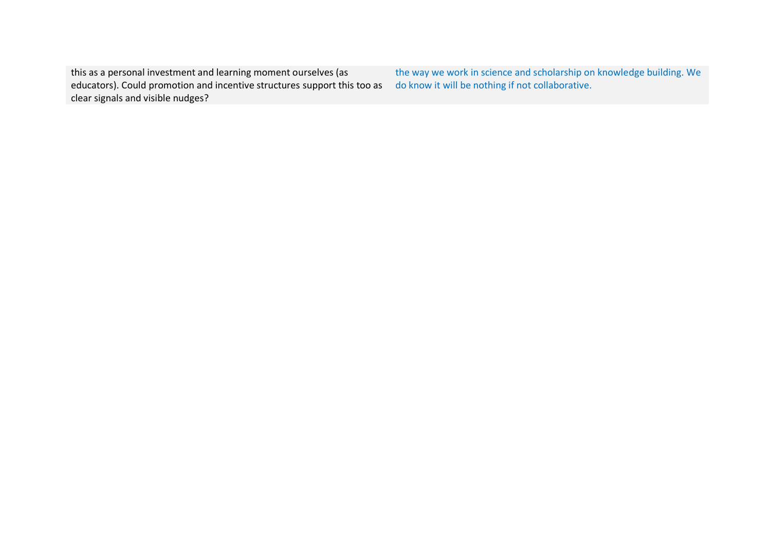| | |
|---|---|
| this as a personal investment and learning moment ourselves (as educators). Could promotion and incentive structures support this too as clear signals and visible nudges? | the way we work in science and scholarship on knowledge building. We do know it will be nothing if not collaborative. |